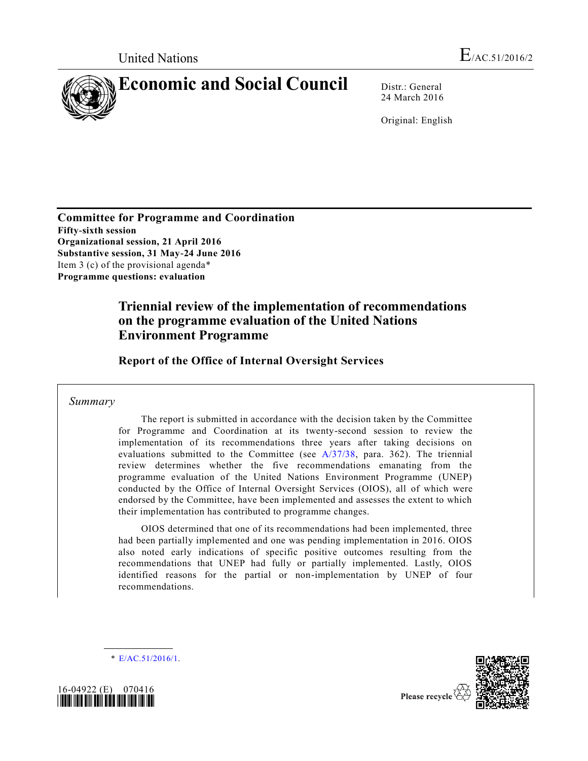United Nations

E/AC.51/2016/2

# Economic and Social Council

Distr.: General
24 March 2016

Original: English

**Committee for Programme and Coordination**
**Fifty-sixth session**
**Organizational session, 21 April 2016**
**Substantive session, 31 May-24 June 2016**
Item 3 (c) of the provisional agenda*
**Programme questions: evaluation**

## Triennial review of the implementation of recommendations on the programme evaluation of the United Nations Environment Programme

### Report of the Office of Internal Oversight Services

*Summary*

The report is submitted in accordance with the decision taken by the Committee for Programme and Coordination at its twenty-second session to review the implementation of its recommendations three years after taking decisions on evaluations submitted to the Committee (see A/37/38, para. 362). The triennial review determines whether the five recommendations emanating from the programme evaluation of the United Nations Environment Programme (UNEP) conducted by the Office of Internal Oversight Services (OIOS), all of which were endorsed by the Committee, have been implemented and assesses the extent to which their implementation has contributed to programme changes.

OIOS determined that one of its recommendations had been implemented, three had been partially implemented and one was pending implementation in 2016. OIOS also noted early indications of specific positive outcomes resulting from the recommendations that UNEP had fully or partially implemented. Lastly, OIOS identified reasons for the partial or non-implementation by UNEP of four recommendations.

\* E/AC.51/2016/1.

16-04922 (E) 070416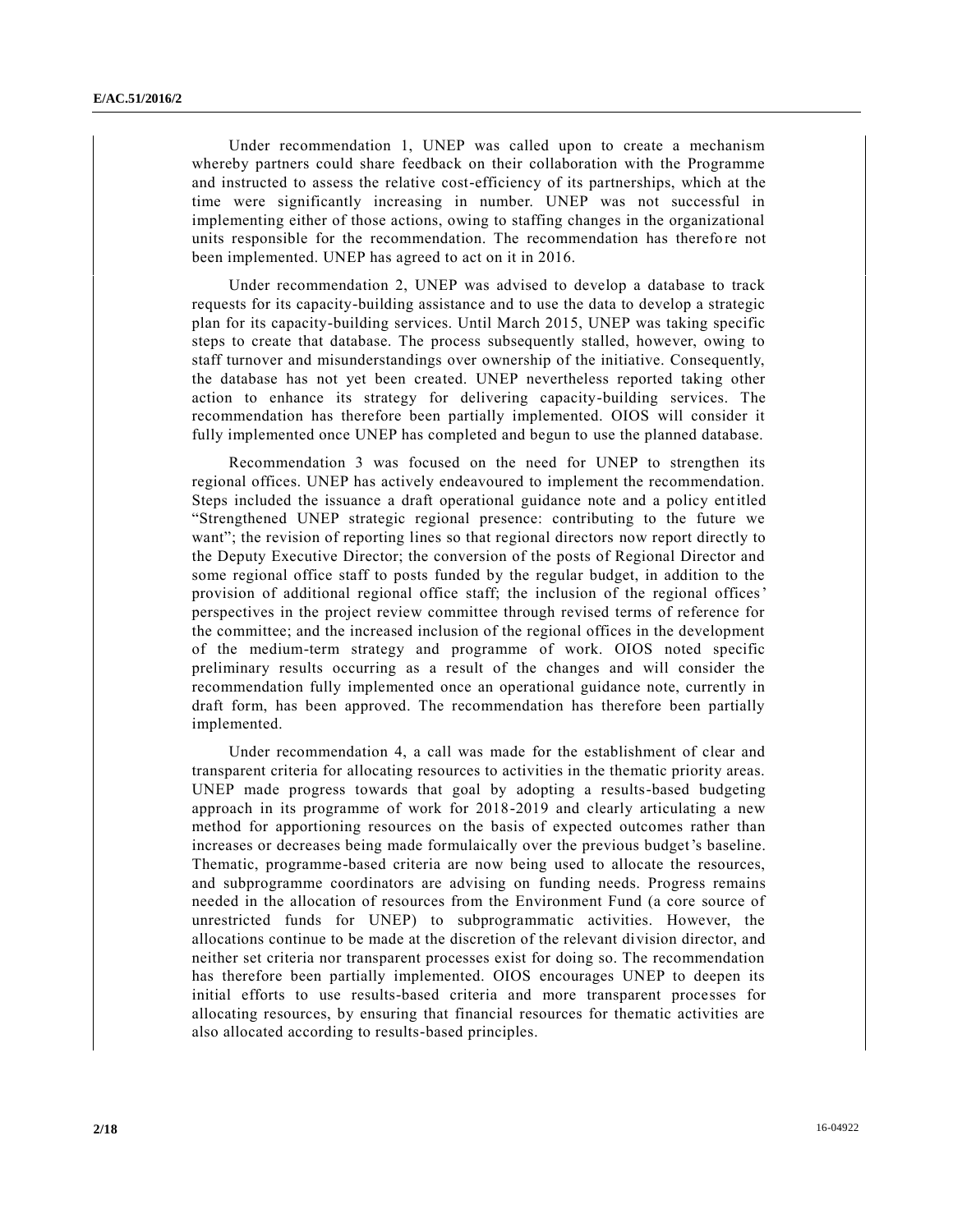Under recommendation 1, UNEP was called upon to create a mechanism whereby partners could share feedback on their collaboration with the Programme and instructed to assess the relative cost-efficiency of its partnerships, which at the time were significantly increasing in number. UNEP was not successful in implementing either of those actions, owing to staffing changes in the organizational units responsible for the recommendation. The recommendation has therefore not been implemented. UNEP has agreed to act on it in 2016.

Under recommendation 2, UNEP was advised to develop a database to track requests for its capacity-building assistance and to use the data to develop a strategic plan for its capacity-building services. Until March 2015, UNEP was taking specific steps to create that database. The process subsequently stalled, however, owing to staff turnover and misunderstandings over ownership of the initiative. Consequently, the database has not yet been created. UNEP nevertheless reported taking other action to enhance its strategy for delivering capacity-building services. The recommendation has therefore been partially implemented. OIOS will consider it fully implemented once UNEP has completed and begun to use the planned database.

Recommendation 3 was focused on the need for UNEP to strengthen its regional offices. UNEP has actively endeavoured to implement the recommendation. Steps included the issuance a draft operational guidance note and a policy entitled "Strengthened UNEP strategic regional presence: contributing to the future we want"; the revision of reporting lines so that regional directors now report directly to the Deputy Executive Director; the conversion of the posts of Regional Director and some regional office staff to posts funded by the regular budget, in addition to the provision of additional regional office staff; the inclusion of the regional offices' perspectives in the project review committee through revised terms of reference for the committee; and the increased inclusion of the regional offices in the development of the medium-term strategy and programme of work. OIOS noted specific preliminary results occurring as a result of the changes and will consider the recommendation fully implemented once an operational guidance note, currently in draft form, has been approved. The recommendation has therefore been partially implemented.

Under recommendation 4, a call was made for the establishment of clear and transparent criteria for allocating resources to activities in the thematic priority areas. UNEP made progress towards that goal by adopting a results-based budgeting approach in its programme of work for 2018-2019 and clearly articulating a new method for apportioning resources on the basis of expected outcomes rather than increases or decreases being made formulaically over the previous budget's baseline. Thematic, programme-based criteria are now being used to allocate the resources, and subprogramme coordinators are advising on funding needs. Progress remains needed in the allocation of resources from the Environment Fund (a core source of unrestricted funds for UNEP) to subprogrammatic activities. However, the allocations continue to be made at the discretion of the relevant division director, and neither set criteria nor transparent processes exist for doing so. The recommendation has therefore been partially implemented. OIOS encourages UNEP to deepen its initial efforts to use results-based criteria and more transparent processes for allocating resources, by ensuring that financial resources for thematic activities are also allocated according to results-based principles.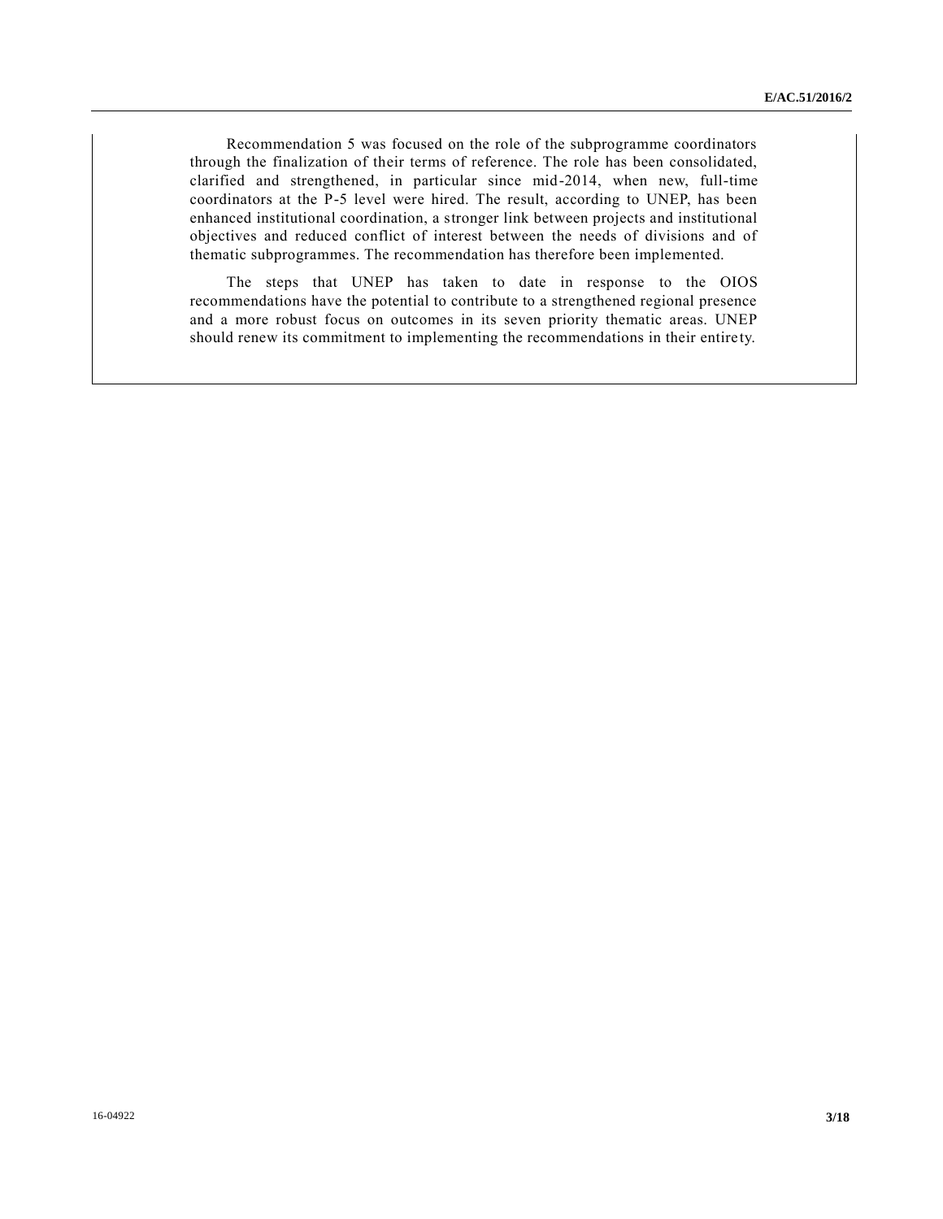Recommendation 5 was focused on the role of the subprogramme coordinators through the finalization of their terms of reference. The role has been consolidated, clarified and strengthened, in particular since mid-2014, when new, full-time coordinators at the P-5 level were hired. The result, according to UNEP, has been enhanced institutional coordination, a stronger link between projects and institutional objectives and reduced conflict of interest between the needs of divisions and of thematic subprogrammes. The recommendation has therefore been implemented.

The steps that UNEP has taken to date in response to the OIOS recommendations have the potential to contribute to a strengthened regional presence and a more robust focus on outcomes in its seven priority thematic areas. UNEP should renew its commitment to implementing the recommendations in their entirety.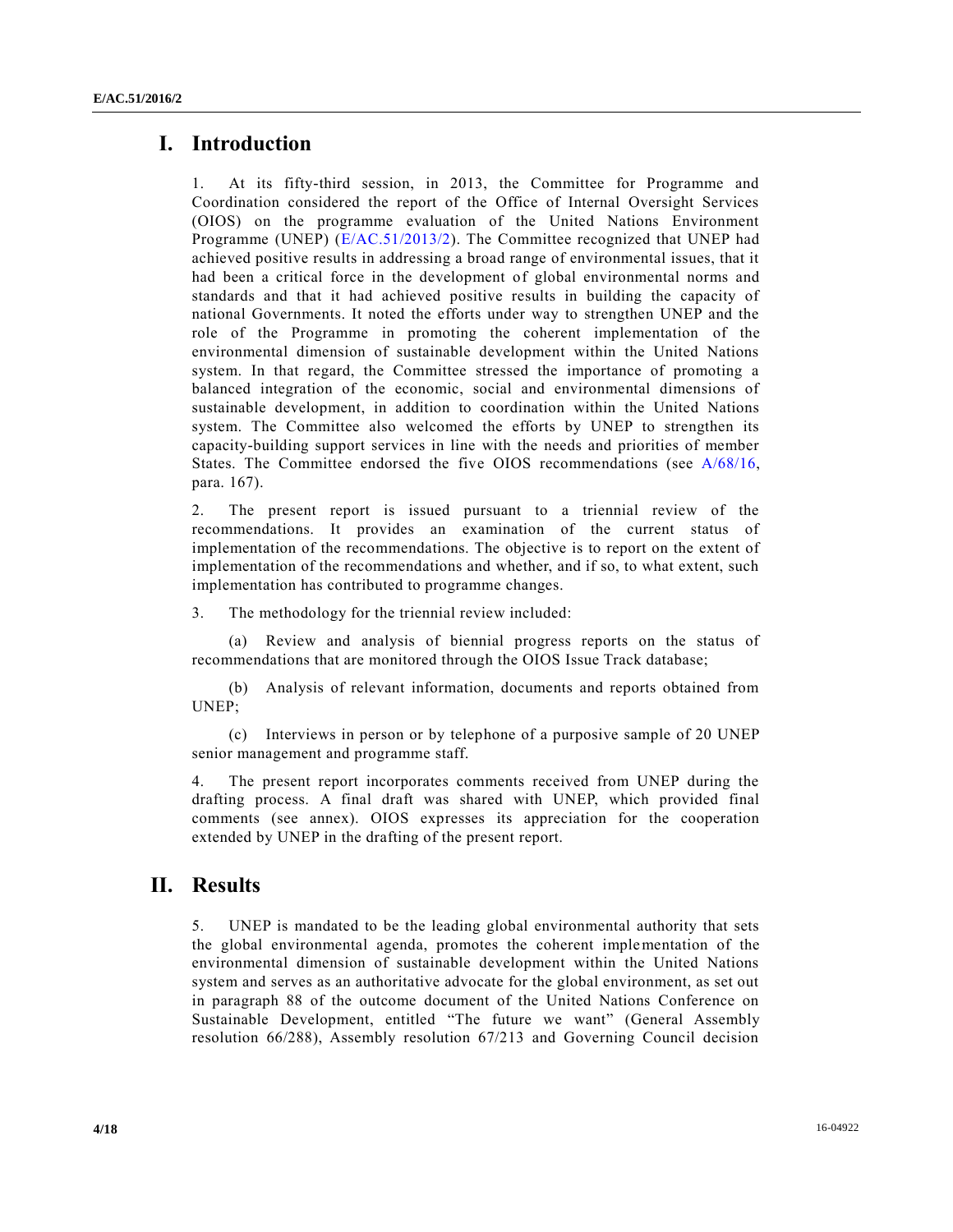# I. Introduction

1. At its fifty-third session, in 2013, the Committee for Programme and Coordination considered the report of the Office of Internal Oversight Services (OIOS) on the programme evaluation of the United Nations Environment Programme (UNEP) (E/AC.51/2013/2). The Committee recognized that UNEP had achieved positive results in addressing a broad range of environmental issues, that it had been a critical force in the development of global environmental norms and standards and that it had achieved positive results in building the capacity of national Governments. It noted the efforts under way to strengthen UNEP and the role of the Programme in promoting the coherent implementation of the environmental dimension of sustainable development within the United Nations system. In that regard, the Committee stressed the importance of promoting a balanced integration of the economic, social and environmental dimensions of sustainable development, in addition to coordination within the United Nations system. The Committee also welcomed the efforts by UNEP to strengthen its capacity-building support services in line with the needs and priorities of member States. The Committee endorsed the five OIOS recommendations (see A/68/16, para. 167).

2. The present report is issued pursuant to a triennial review of the recommendations. It provides an examination of the current status of implementation of the recommendations. The objective is to report on the extent of implementation of the recommendations and whether, and if so, to what extent, such implementation has contributed to programme changes.

3. The methodology for the triennial review included:

(a) Review and analysis of biennial progress reports on the status of recommendations that are monitored through the OIOS Issue Track database;

(b) Analysis of relevant information, documents and reports obtained from UNEP;

(c) Interviews in person or by telephone of a purposive sample of 20 UNEP senior management and programme staff.

4. The present report incorporates comments received from UNEP during the drafting process. A final draft was shared with UNEP, which provided final comments (see annex). OIOS expresses its appreciation for the cooperation extended by UNEP in the drafting of the present report.

# II. Results

5. UNEP is mandated to be the leading global environmental authority that sets the global environmental agenda, promotes the coherent implementation of the environmental dimension of sustainable development within the United Nations system and serves as an authoritative advocate for the global environment, as set out in paragraph 88 of the outcome document of the United Nations Conference on Sustainable Development, entitled "The future we want" (General Assembly resolution 66/288), Assembly resolution 67/213 and Governing Council decision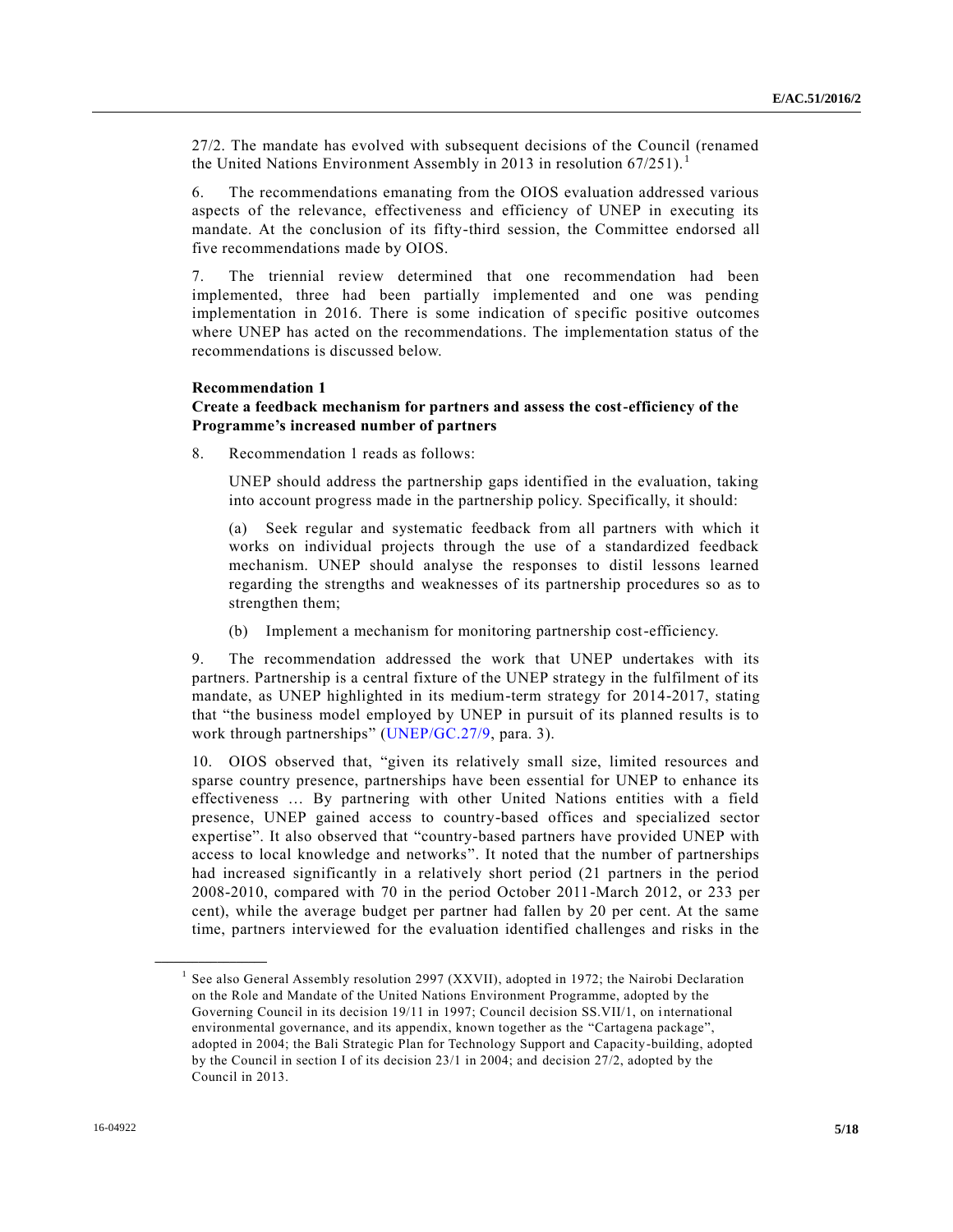27/2. The mandate has evolved with subsequent decisions of the Council (renamed the United Nations Environment Assembly in 2013 in resolution 67/251).[1]

6. The recommendations emanating from the OIOS evaluation addressed various aspects of the relevance, effectiveness and efficiency of UNEP in executing its mandate. At the conclusion of its fifty-third session, the Committee endorsed all five recommendations made by OIOS.

7. The triennial review determined that one recommendation had been implemented, three had been partially implemented and one was pending implementation in 2016. There is some indication of specific positive outcomes where UNEP has acted on the recommendations. The implementation status of the recommendations is discussed below.

**Recommendation 1**
**Create a feedback mechanism for partners and assess the cost-efficiency of the Programme's increased number of partners**

8. Recommendation 1 reads as follows:

> UNEP should address the partnership gaps identified in the evaluation, taking into account progress made in the partnership policy. Specifically, it should:
>
> (a) Seek regular and systematic feedback from all partners with which it works on individual projects through the use of a standardized feedback mechanism. UNEP should analyse the responses to distil lessons learned regarding the strengths and weaknesses of its partnership procedures so as to strengthen them;
>
> (b) Implement a mechanism for monitoring partnership cost-efficiency.

9. The recommendation addressed the work that UNEP undertakes with its partners. Partnership is a central fixture of the UNEP strategy in the fulfilment of its mandate, as UNEP highlighted in its medium-term strategy for 2014-2017, stating that "the business model employed by UNEP in pursuit of its planned results is to work through partnerships" (UNEP/GC.27/9, para. 3).

10. OIOS observed that, "given its relatively small size, limited resources and sparse country presence, partnerships have been essential for UNEP to enhance its effectiveness … By partnering with other United Nations entities with a field presence, UNEP gained access to country-based offices and specialized sector expertise". It also observed that "country-based partners have provided UNEP with access to local knowledge and networks". It noted that the number of partnerships had increased significantly in a relatively short period (21 partners in the period 2008-2010, compared with 70 in the period October 2011-March 2012, or 233 per cent), while the average budget per partner had fallen by 20 per cent. At the same time, partners interviewed for the evaluation identified challenges and risks in the

---

[1] See also General Assembly resolution 2997 (XXVII), adopted in 1972; the Nairobi Declaration on the Role and Mandate of the United Nations Environment Programme, adopted by the Governing Council in its decision 19/11 in 1997; Council decision SS.VII/1, on international environmental governance, and its appendix, known together as the "Cartagena package", adopted in 2004; the Bali Strategic Plan for Technology Support and Capacity-building, adopted by the Council in section I of its decision 23/1 in 2004; and decision 27/2, adopted by the Council in 2013.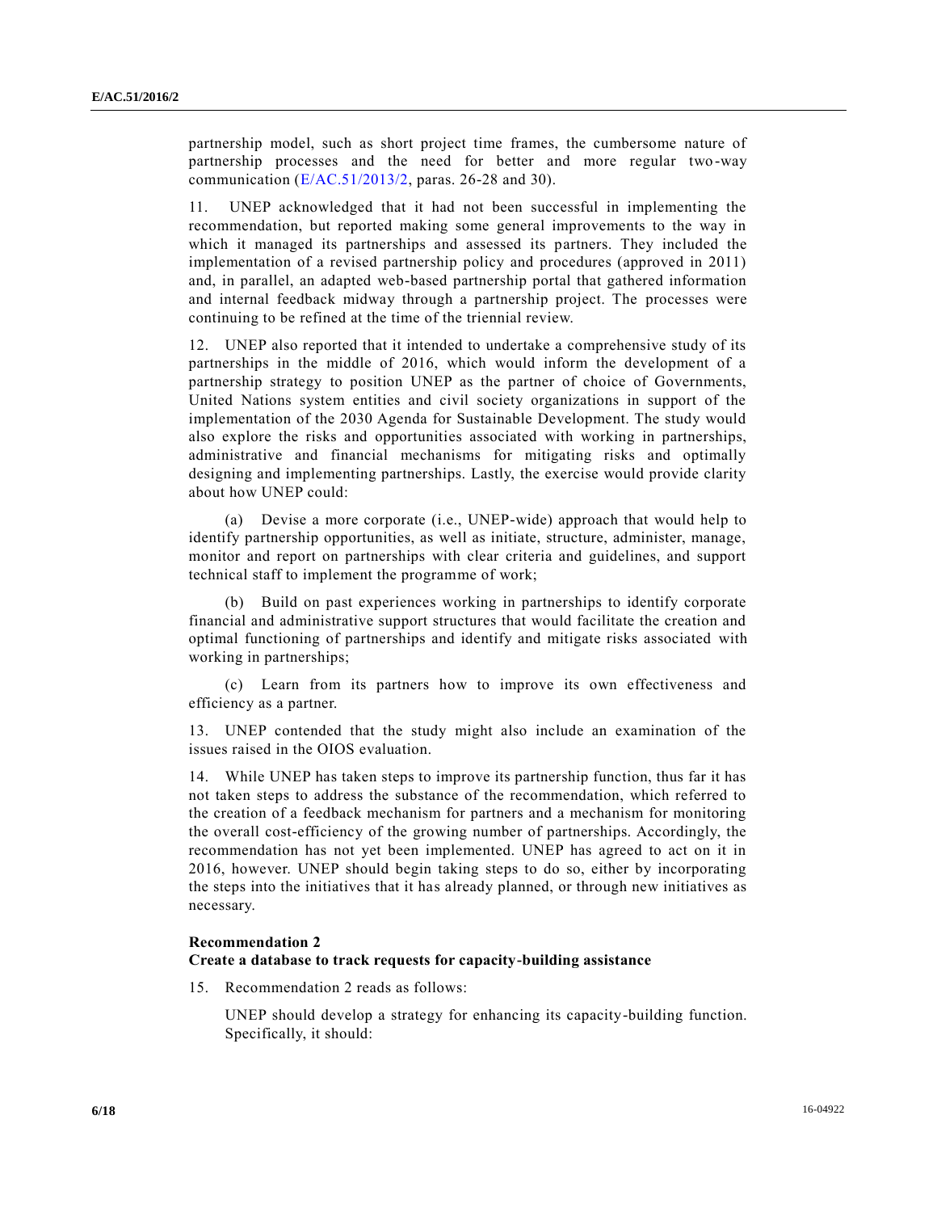partnership model, such as short project time frames, the cumbersome nature of partnership processes and the need for better and more regular two-way communication (E/AC.51/2013/2, paras. 26-28 and 30).

11. UNEP acknowledged that it had not been successful in implementing the recommendation, but reported making some general improvements to the way in which it managed its partnerships and assessed its partners. They included the implementation of a revised partnership policy and procedures (approved in 2011) and, in parallel, an adapted web-based partnership portal that gathered information and internal feedback midway through a partnership project. The processes were continuing to be refined at the time of the triennial review.

12. UNEP also reported that it intended to undertake a comprehensive study of its partnerships in the middle of 2016, which would inform the development of a partnership strategy to position UNEP as the partner of choice of Governments, United Nations system entities and civil society organizations in support of the implementation of the 2030 Agenda for Sustainable Development. The study would also explore the risks and opportunities associated with working in partnerships, administrative and financial mechanisms for mitigating risks and optimally designing and implementing partnerships. Lastly, the exercise would provide clarity about how UNEP could:

(a) Devise a more corporate (i.e., UNEP-wide) approach that would help to identify partnership opportunities, as well as initiate, structure, administer, manage, monitor and report on partnerships with clear criteria and guidelines, and support technical staff to implement the programme of work;

(b) Build on past experiences working in partnerships to identify corporate financial and administrative support structures that would facilitate the creation and optimal functioning of partnerships and identify and mitigate risks associated with working in partnerships;

(c) Learn from its partners how to improve its own effectiveness and efficiency as a partner.

13. UNEP contended that the study might also include an examination of the issues raised in the OIOS evaluation.

14. While UNEP has taken steps to improve its partnership function, thus far it has not taken steps to address the substance of the recommendation, which referred to the creation of a feedback mechanism for partners and a mechanism for monitoring the overall cost-efficiency of the growing number of partnerships. Accordingly, the recommendation has not yet been implemented. UNEP has agreed to act on it in 2016, however. UNEP should begin taking steps to do so, either by incorporating the steps into the initiatives that it has already planned, or through new initiatives as necessary.

**Recommendation 2**
**Create a database to track requests for capacity-building assistance**

15. Recommendation 2 reads as follows:

> UNEP should develop a strategy for enhancing its capacity-building function. Specifically, it should: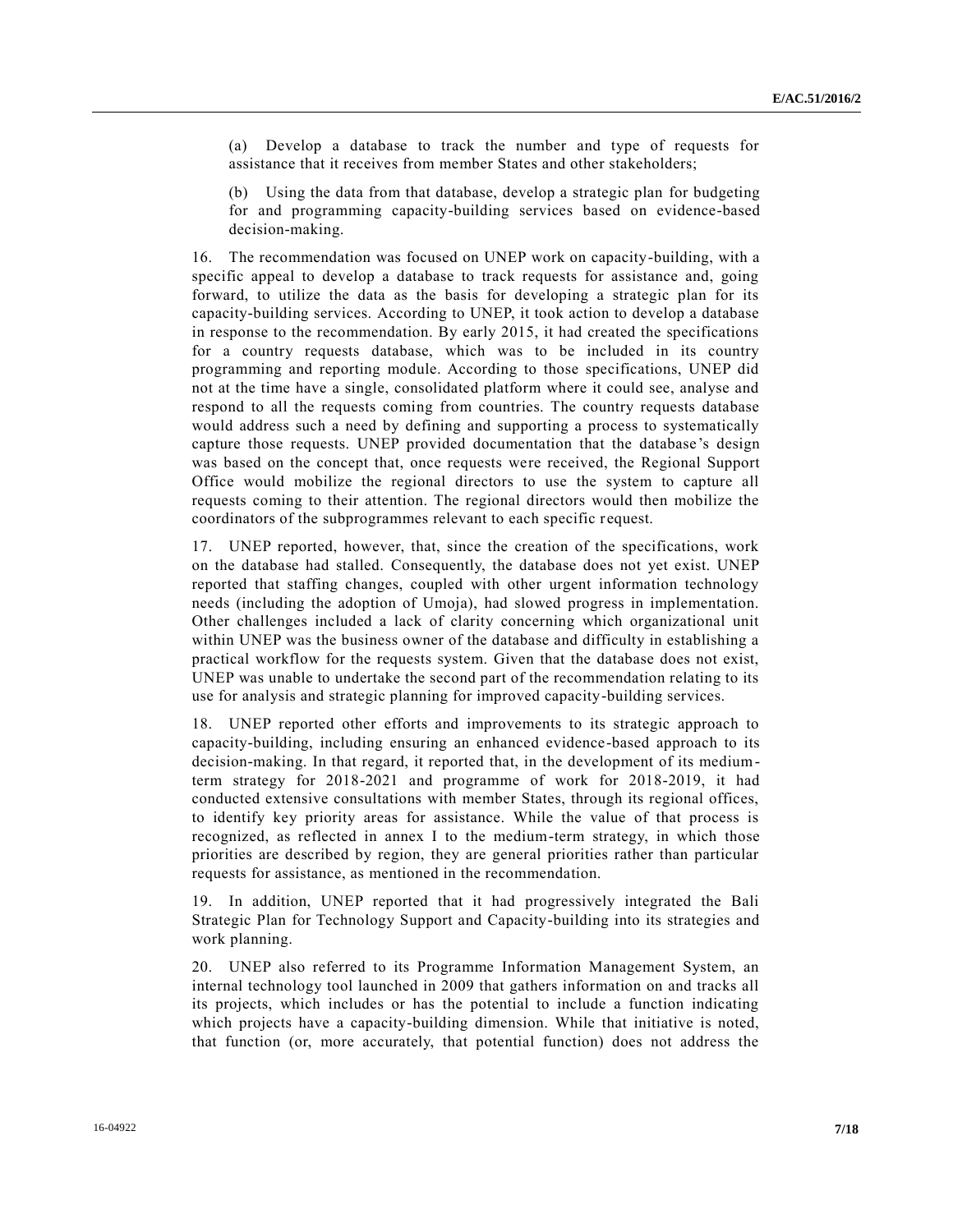(a) Develop a database to track the number and type of requests for assistance that it receives from member States and other stakeholders;

(b) Using the data from that database, develop a strategic plan for budgeting for and programming capacity-building services based on evidence-based decision-making.

16. The recommendation was focused on UNEP work on capacity-building, with a specific appeal to develop a database to track requests for assistance and, going forward, to utilize the data as the basis for developing a strategic plan for its capacity-building services. According to UNEP, it took action to develop a database in response to the recommendation. By early 2015, it had created the specifications for a country requests database, which was to be included in its country programming and reporting module. According to those specifications, UNEP did not at the time have a single, consolidated platform where it could see, analyse and respond to all the requests coming from countries. The country requests database would address such a need by defining and supporting a process to systematically capture those requests. UNEP provided documentation that the database's design was based on the concept that, once requests were received, the Regional Support Office would mobilize the regional directors to use the system to capture all requests coming to their attention. The regional directors would then mobilize the coordinators of the subprogrammes relevant to each specific request.

17. UNEP reported, however, that, since the creation of the specifications, work on the database had stalled. Consequently, the database does not yet exist. UNEP reported that staffing changes, coupled with other urgent information technology needs (including the adoption of Umoja), had slowed progress in implementation. Other challenges included a lack of clarity concerning which organizational unit within UNEP was the business owner of the database and difficulty in establishing a practical workflow for the requests system. Given that the database does not exist, UNEP was unable to undertake the second part of the recommendation relating to its use for analysis and strategic planning for improved capacity-building services.

18. UNEP reported other efforts and improvements to its strategic approach to capacity-building, including ensuring an enhanced evidence-based approach to its decision-making. In that regard, it reported that, in the development of its medium-term strategy for 2018-2021 and programme of work for 2018-2019, it had conducted extensive consultations with member States, through its regional offices, to identify key priority areas for assistance. While the value of that process is recognized, as reflected in annex I to the medium-term strategy, in which those priorities are described by region, they are general priorities rather than particular requests for assistance, as mentioned in the recommendation.

19. In addition, UNEP reported that it had progressively integrated the Bali Strategic Plan for Technology Support and Capacity-building into its strategies and work planning.

20. UNEP also referred to its Programme Information Management System, an internal technology tool launched in 2009 that gathers information on and tracks all its projects, which includes or has the potential to include a function indicating which projects have a capacity-building dimension. While that initiative is noted, that function (or, more accurately, that potential function) does not address the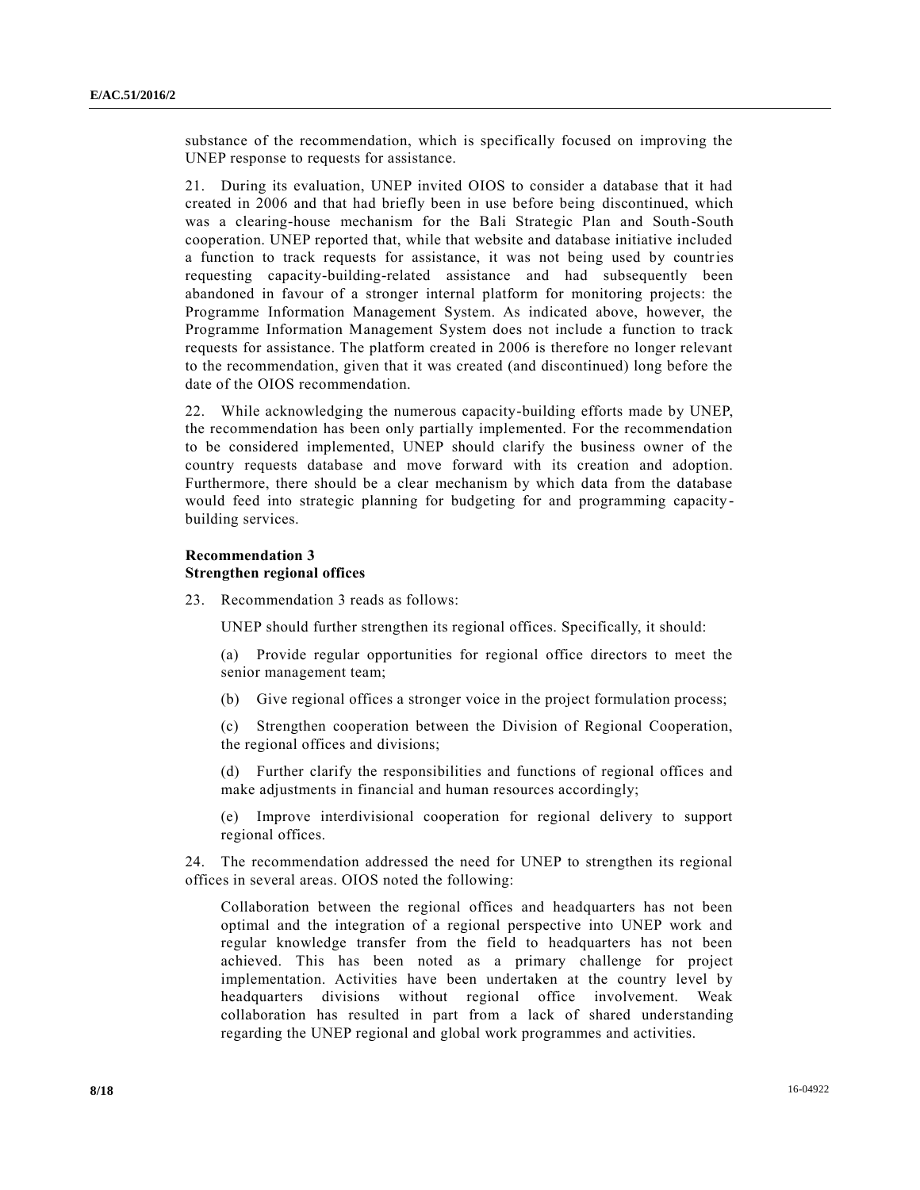substance of the recommendation, which is specifically focused on improving the UNEP response to requests for assistance.

21. During its evaluation, UNEP invited OIOS to consider a database that it had created in 2006 and that had briefly been in use before being discontinued, which was a clearing-house mechanism for the Bali Strategic Plan and South-South cooperation. UNEP reported that, while that website and database initiative included a function to track requests for assistance, it was not being used by countries requesting capacity-building-related assistance and had subsequently been abandoned in favour of a stronger internal platform for monitoring projects: the Programme Information Management System. As indicated above, however, the Programme Information Management System does not include a function to track requests for assistance. The platform created in 2006 is therefore no longer relevant to the recommendation, given that it was created (and discontinued) long before the date of the OIOS recommendation.

22. While acknowledging the numerous capacity-building efforts made by UNEP, the recommendation has been only partially implemented. For the recommendation to be considered implemented, UNEP should clarify the business owner of the country requests database and move forward with its creation and adoption. Furthermore, there should be a clear mechanism by which data from the database would feed into strategic planning for budgeting for and programming capacity-building services.

**Recommendation 3**
**Strengthen regional offices**

23. Recommendation 3 reads as follows:

> UNEP should further strengthen its regional offices. Specifically, it should:
>
> (a) Provide regular opportunities for regional office directors to meet the senior management team;
>
> (b) Give regional offices a stronger voice in the project formulation process;
>
> (c) Strengthen cooperation between the Division of Regional Cooperation, the regional offices and divisions;
>
> (d) Further clarify the responsibilities and functions of regional offices and make adjustments in financial and human resources accordingly;
>
> (e) Improve interdivisional cooperation for regional delivery to support regional offices.

24. The recommendation addressed the need for UNEP to strengthen its regional offices in several areas. OIOS noted the following:

> Collaboration between the regional offices and headquarters has not been optimal and the integration of a regional perspective into UNEP work and regular knowledge transfer from the field to headquarters has not been achieved. This has been noted as a primary challenge for project implementation. Activities have been undertaken at the country level by headquarters divisions without regional office involvement. Weak collaboration has resulted in part from a lack of shared understanding regarding the UNEP regional and global work programmes and activities.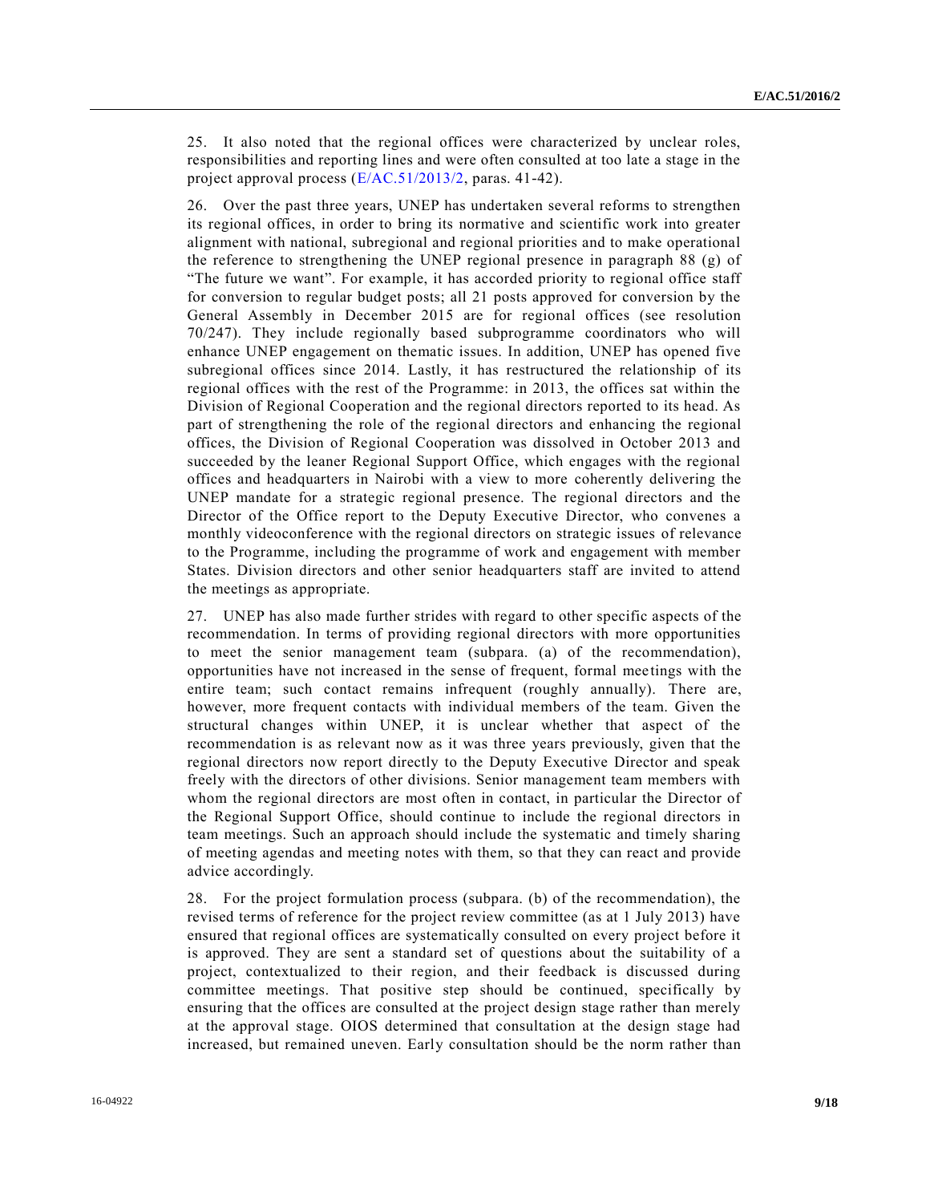25. It also noted that the regional offices were characterized by unclear roles, responsibilities and reporting lines and were often consulted at too late a stage in the project approval process (E/AC.51/2013/2, paras. 41-42).

26. Over the past three years, UNEP has undertaken several reforms to strengthen its regional offices, in order to bring its normative and scientific work into greater alignment with national, subregional and regional priorities and to make operational the reference to strengthening the UNEP regional presence in paragraph 88 (g) of "The future we want". For example, it has accorded priority to regional office staff for conversion to regular budget posts; all 21 posts approved for conversion by the General Assembly in December 2015 are for regional offices (see resolution 70/247). They include regionally based subprogramme coordinators who will enhance UNEP engagement on thematic issues. In addition, UNEP has opened five subregional offices since 2014. Lastly, it has restructured the relationship of its regional offices with the rest of the Programme: in 2013, the offices sat within the Division of Regional Cooperation and the regional directors reported to its head. As part of strengthening the role of the regional directors and enhancing the regional offices, the Division of Regional Cooperation was dissolved in October 2013 and succeeded by the leaner Regional Support Office, which engages with the regional offices and headquarters in Nairobi with a view to more coherently delivering the UNEP mandate for a strategic regional presence. The regional directors and the Director of the Office report to the Deputy Executive Director, who convenes a monthly videoconference with the regional directors on strategic issues of relevance to the Programme, including the programme of work and engagement with member States. Division directors and other senior headquarters staff are invited to attend the meetings as appropriate.

27. UNEP has also made further strides with regard to other specific aspects of the recommendation. In terms of providing regional directors with more opportunities to meet the senior management team (subpara. (a) of the recommendation), opportunities have not increased in the sense of frequent, formal meetings with the entire team; such contact remains infrequent (roughly annually). There are, however, more frequent contacts with individual members of the team. Given the structural changes within UNEP, it is unclear whether that aspect of the recommendation is as relevant now as it was three years previously, given that the regional directors now report directly to the Deputy Executive Director and speak freely with the directors of other divisions. Senior management team members with whom the regional directors are most often in contact, in particular the Director of the Regional Support Office, should continue to include the regional directors in team meetings. Such an approach should include the systematic and timely sharing of meeting agendas and meeting notes with them, so that they can react and provide advice accordingly.

28. For the project formulation process (subpara. (b) of the recommendation), the revised terms of reference for the project review committee (as at 1 July 2013) have ensured that regional offices are systematically consulted on every project before it is approved. They are sent a standard set of questions about the suitability of a project, contextualized to their region, and their feedback is discussed during committee meetings. That positive step should be continued, specifically by ensuring that the offices are consulted at the project design stage rather than merely at the approval stage. OIOS determined that consultation at the design stage had increased, but remained uneven. Early consultation should be the norm rather than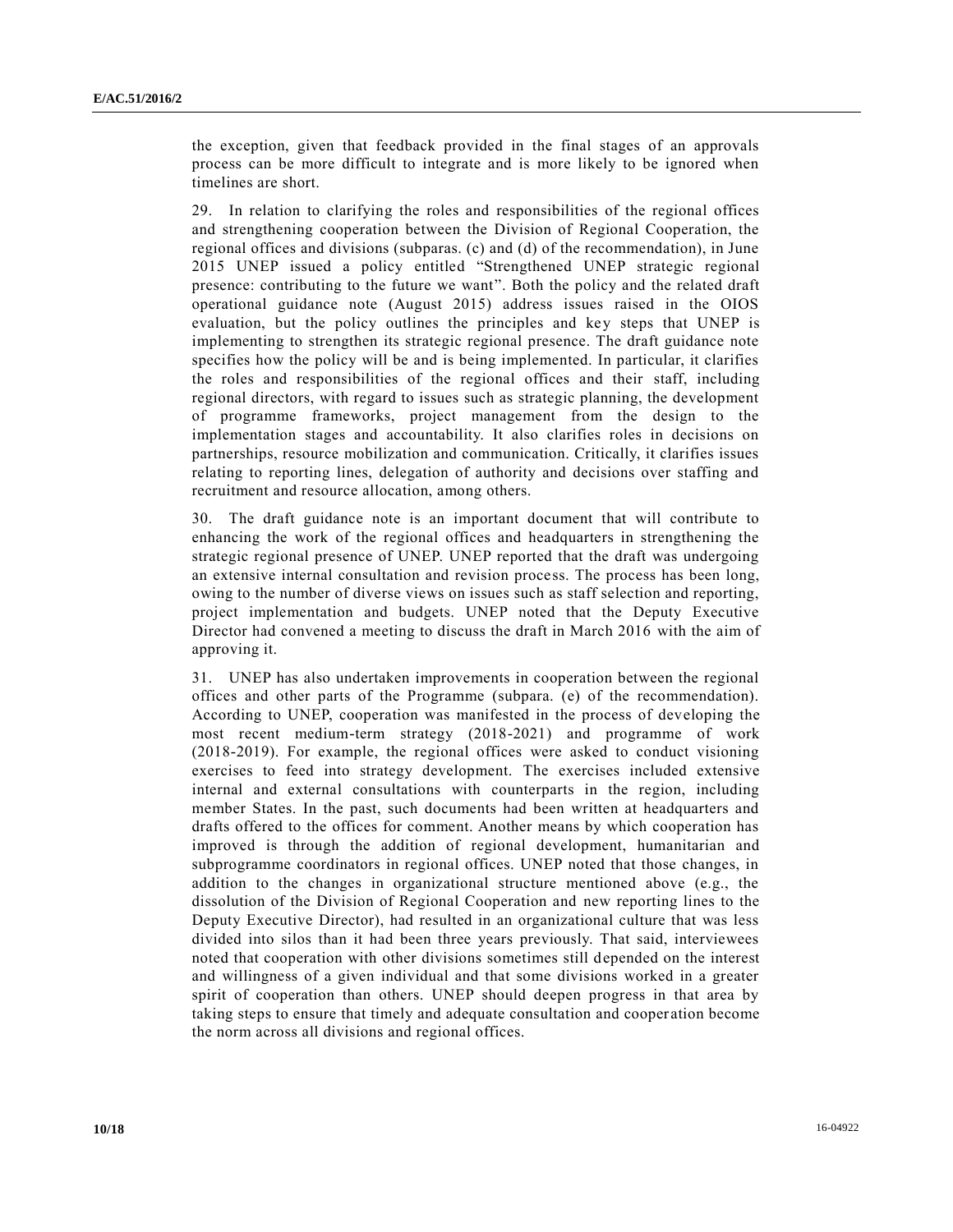the exception, given that feedback provided in the final stages of an approvals process can be more difficult to integrate and is more likely to be ignored when timelines are short.

29. In relation to clarifying the roles and responsibilities of the regional offices and strengthening cooperation between the Division of Regional Cooperation, the regional offices and divisions (subparas. (c) and (d) of the recommendation), in June 2015 UNEP issued a policy entitled "Strengthened UNEP strategic regional presence: contributing to the future we want". Both the policy and the related draft operational guidance note (August 2015) address issues raised in the OIOS evaluation, but the policy outlines the principles and key steps that UNEP is implementing to strengthen its strategic regional presence. The draft guidance note specifies how the policy will be and is being implemented. In particular, it clarifies the roles and responsibilities of the regional offices and their staff, including regional directors, with regard to issues such as strategic planning, the development of programme frameworks, project management from the design to the implementation stages and accountability. It also clarifies roles in decisions on partnerships, resource mobilization and communication. Critically, it clarifies issues relating to reporting lines, delegation of authority and decisions over staffing and recruitment and resource allocation, among others.

30. The draft guidance note is an important document that will contribute to enhancing the work of the regional offices and headquarters in strengthening the strategic regional presence of UNEP. UNEP reported that the draft was undergoing an extensive internal consultation and revision process. The process has been long, owing to the number of diverse views on issues such as staff selection and reporting, project implementation and budgets. UNEP noted that the Deputy Executive Director had convened a meeting to discuss the draft in March 2016 with the aim of approving it.

31. UNEP has also undertaken improvements in cooperation between the regional offices and other parts of the Programme (subpara. (e) of the recommendation). According to UNEP, cooperation was manifested in the process of developing the most recent medium-term strategy (2018-2021) and programme of work (2018-2019). For example, the regional offices were asked to conduct visioning exercises to feed into strategy development. The exercises included extensive internal and external consultations with counterparts in the region, including member States. In the past, such documents had been written at headquarters and drafts offered to the offices for comment. Another means by which cooperation has improved is through the addition of regional development, humanitarian and subprogramme coordinators in regional offices. UNEP noted that those changes, in addition to the changes in organizational structure mentioned above (e.g., the dissolution of the Division of Regional Cooperation and new reporting lines to the Deputy Executive Director), had resulted in an organizational culture that was less divided into silos than it had been three years previously. That said, interviewees noted that cooperation with other divisions sometimes still depended on the interest and willingness of a given individual and that some divisions worked in a greater spirit of cooperation than others. UNEP should deepen progress in that area by taking steps to ensure that timely and adequate consultation and cooperation become the norm across all divisions and regional offices.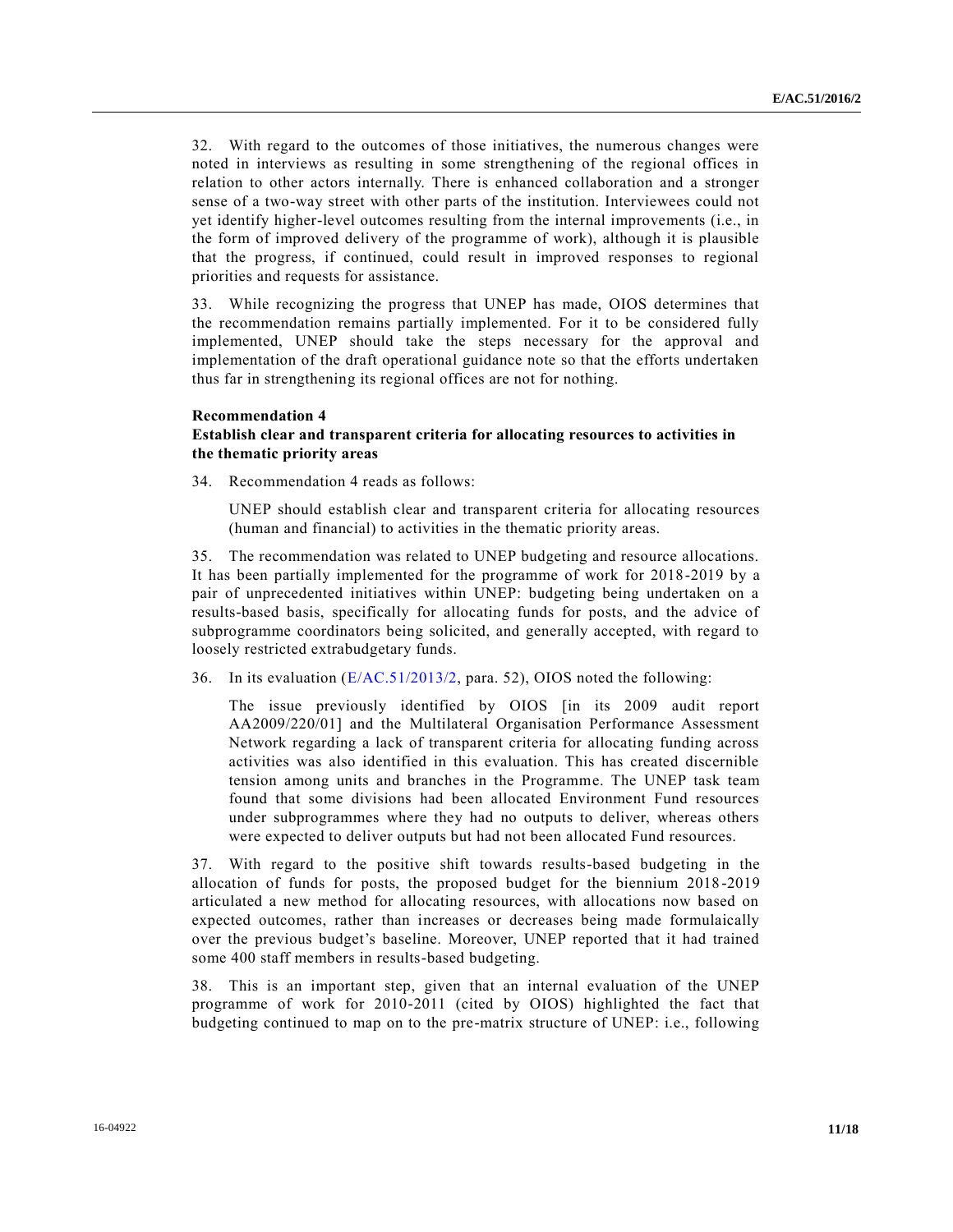32. With regard to the outcomes of those initiatives, the numerous changes were noted in interviews as resulting in some strengthening of the regional offices in relation to other actors internally. There is enhanced collaboration and a stronger sense of a two-way street with other parts of the institution. Interviewees could not yet identify higher-level outcomes resulting from the internal improvements (i.e., in the form of improved delivery of the programme of work), although it is plausible that the progress, if continued, could result in improved responses to regional priorities and requests for assistance.

33. While recognizing the progress that UNEP has made, OIOS determines that the recommendation remains partially implemented. For it to be considered fully implemented, UNEP should take the steps necessary for the approval and implementation of the draft operational guidance note so that the efforts undertaken thus far in strengthening its regional offices are not for nothing.

**Recommendation 4**
**Establish clear and transparent criteria for allocating resources to activities in the thematic priority areas**

34. Recommendation 4 reads as follows:

> UNEP should establish clear and transparent criteria for allocating resources (human and financial) to activities in the thematic priority areas.

35. The recommendation was related to UNEP budgeting and resource allocations. It has been partially implemented for the programme of work for 2018-2019 by a pair of unprecedented initiatives within UNEP: budgeting being undertaken on a results-based basis, specifically for allocating funds for posts, and the advice of subprogramme coordinators being solicited, and generally accepted, with regard to loosely restricted extrabudgetary funds.

36. In its evaluation (E/AC.51/2013/2, para. 52), OIOS noted the following:

> The issue previously identified by OIOS [in its 2009 audit report AA2009/220/01] and the Multilateral Organisation Performance Assessment Network regarding a lack of transparent criteria for allocating funding across activities was also identified in this evaluation. This has created discernible tension among units and branches in the Programme. The UNEP task team found that some divisions had been allocated Environment Fund resources under subprogrammes where they had no outputs to deliver, whereas others were expected to deliver outputs but had not been allocated Fund resources.

37. With regard to the positive shift towards results-based budgeting in the allocation of funds for posts, the proposed budget for the biennium 2018-2019 articulated a new method for allocating resources, with allocations now based on expected outcomes, rather than increases or decreases being made formulaically over the previous budget's baseline. Moreover, UNEP reported that it had trained some 400 staff members in results-based budgeting.

38. This is an important step, given that an internal evaluation of the UNEP programme of work for 2010-2011 (cited by OIOS) highlighted the fact that budgeting continued to map on to the pre-matrix structure of UNEP: i.e., following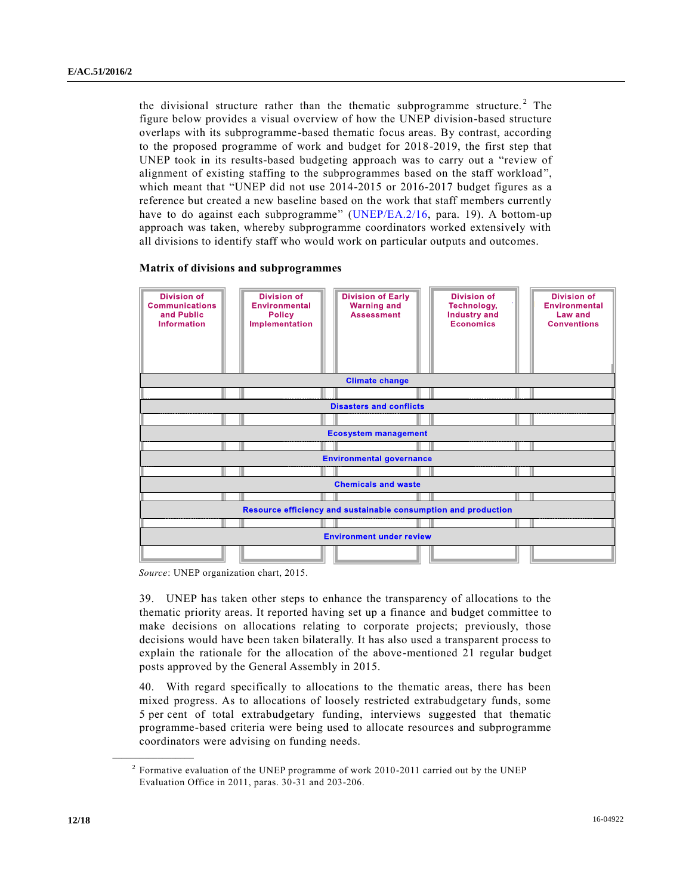the divisional structure rather than the thematic subprogramme structure.[2] The figure below provides a visual overview of how the UNEP division-based structure overlaps with its subprogramme-based thematic focus areas. By contrast, according to the proposed programme of work and budget for 2018-2019, the first step that UNEP took in its results-based budgeting approach was to carry out a "review of alignment of existing staffing to the subprogrammes based on the staff workload", which meant that "UNEP did not use 2014-2015 or 2016-2017 budget figures as a reference but created a new baseline based on the work that staff members currently have to do against each subprogramme" (UNEP/EA.2/16, para. 19). A bottom-up approach was taken, whereby subprogramme coordinators worked extensively with all divisions to identify staff who would work on particular outputs and outcomes.

**Matrix of divisions and subprogrammes**

| Division of Communications and Public Information | Division of Environmental Policy Implementation | Division of Early Warning and Assessment | Division of Technology, Industry and Economics | Division of Environmental Law and Conventions |
|---|---|---|---|---|
| Climate change | | | | |
| Disasters and conflicts | | | | |
| Ecosystem management | | | | |
| Environmental governance | | | | |
| Chemicals and waste | | | | |
| Resource efficiency and sustainable consumption and production | | | | |
| Environment under review | | | | |

*Source*: UNEP organization chart, 2015.

39. UNEP has taken other steps to enhance the transparency of allocations to the thematic priority areas. It reported having set up a finance and budget committee to make decisions on allocations relating to corporate projects; previously, those decisions would have been taken bilaterally. It has also used a transparent process to explain the rationale for the allocation of the above-mentioned 21 regular budget posts approved by the General Assembly in 2015.

40. With regard specifically to allocations to the thematic areas, there has been mixed progress. As to allocations of loosely restricted extrabudgetary funds, some 5 per cent of total extrabudgetary funding, interviews suggested that thematic programme-based criteria were being used to allocate resources and subprogramme coordinators were advising on funding needs.

[2] Formative evaluation of the UNEP programme of work 2010-2011 carried out by the UNEP Evaluation Office in 2011, paras. 30-31 and 203-206.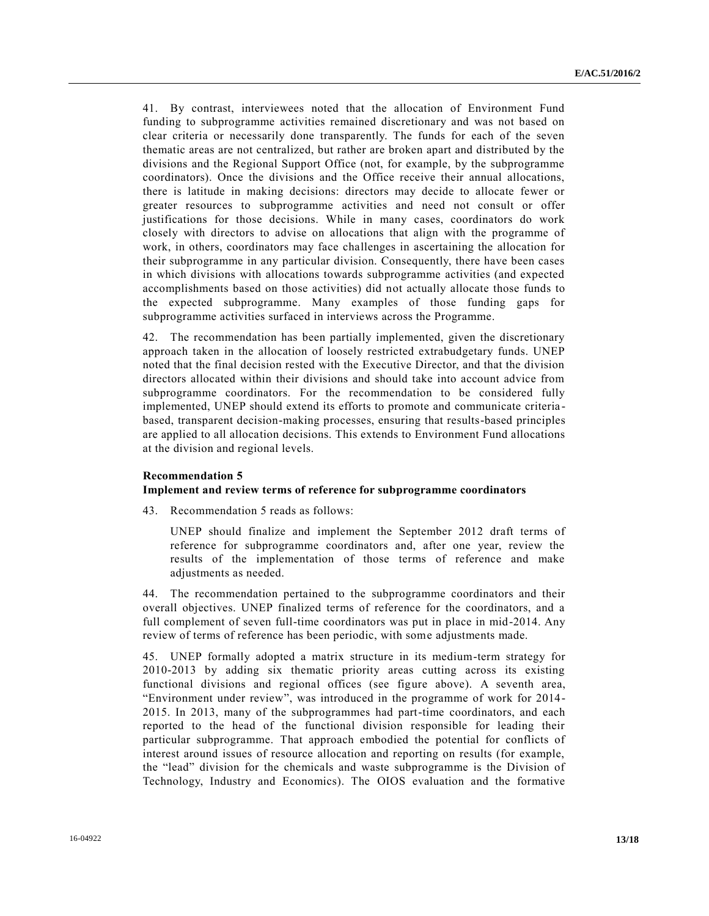41. By contrast, interviewees noted that the allocation of Environment Fund funding to subprogramme activities remained discretionary and was not based on clear criteria or necessarily done transparently. The funds for each of the seven thematic areas are not centralized, but rather are broken apart and distributed by the divisions and the Regional Support Office (not, for example, by the subprogramme coordinators). Once the divisions and the Office receive their annual allocations, there is latitude in making decisions: directors may decide to allocate fewer or greater resources to subprogramme activities and need not consult or offer justifications for those decisions. While in many cases, coordinators do work closely with directors to advise on allocations that align with the programme of work, in others, coordinators may face challenges in ascertaining the allocation for their subprogramme in any particular division. Consequently, there have been cases in which divisions with allocations towards subprogramme activities (and expected accomplishments based on those activities) did not actually allocate those funds to the expected subprogramme. Many examples of those funding gaps for subprogramme activities surfaced in interviews across the Programme.

42. The recommendation has been partially implemented, given the discretionary approach taken in the allocation of loosely restricted extrabudgetary funds. UNEP noted that the final decision rested with the Executive Director, and that the division directors allocated within their divisions and should take into account advice from subprogramme coordinators. For the recommendation to be considered fully implemented, UNEP should extend its efforts to promote and communicate criteria-based, transparent decision-making processes, ensuring that results-based principles are applied to all allocation decisions. This extends to Environment Fund allocations at the division and regional levels.

**Recommendation 5**
**Implement and review terms of reference for subprogramme coordinators**

43. Recommendation 5 reads as follows:

> UNEP should finalize and implement the September 2012 draft terms of reference for subprogramme coordinators and, after one year, review the results of the implementation of those terms of reference and make adjustments as needed.

44. The recommendation pertained to the subprogramme coordinators and their overall objectives. UNEP finalized terms of reference for the coordinators, and a full complement of seven full-time coordinators was put in place in mid-2014. Any review of terms of reference has been periodic, with some adjustments made.

45. UNEP formally adopted a matrix structure in its medium-term strategy for 2010-2013 by adding six thematic priority areas cutting across its existing functional divisions and regional offices (see figure above). A seventh area, "Environment under review", was introduced in the programme of work for 2014-2015. In 2013, many of the subprogrammes had part-time coordinators, and each reported to the head of the functional division responsible for leading their particular subprogramme. That approach embodied the potential for conflicts of interest around issues of resource allocation and reporting on results (for example, the "lead" division for the chemicals and waste subprogramme is the Division of Technology, Industry and Economics). The OIOS evaluation and the formative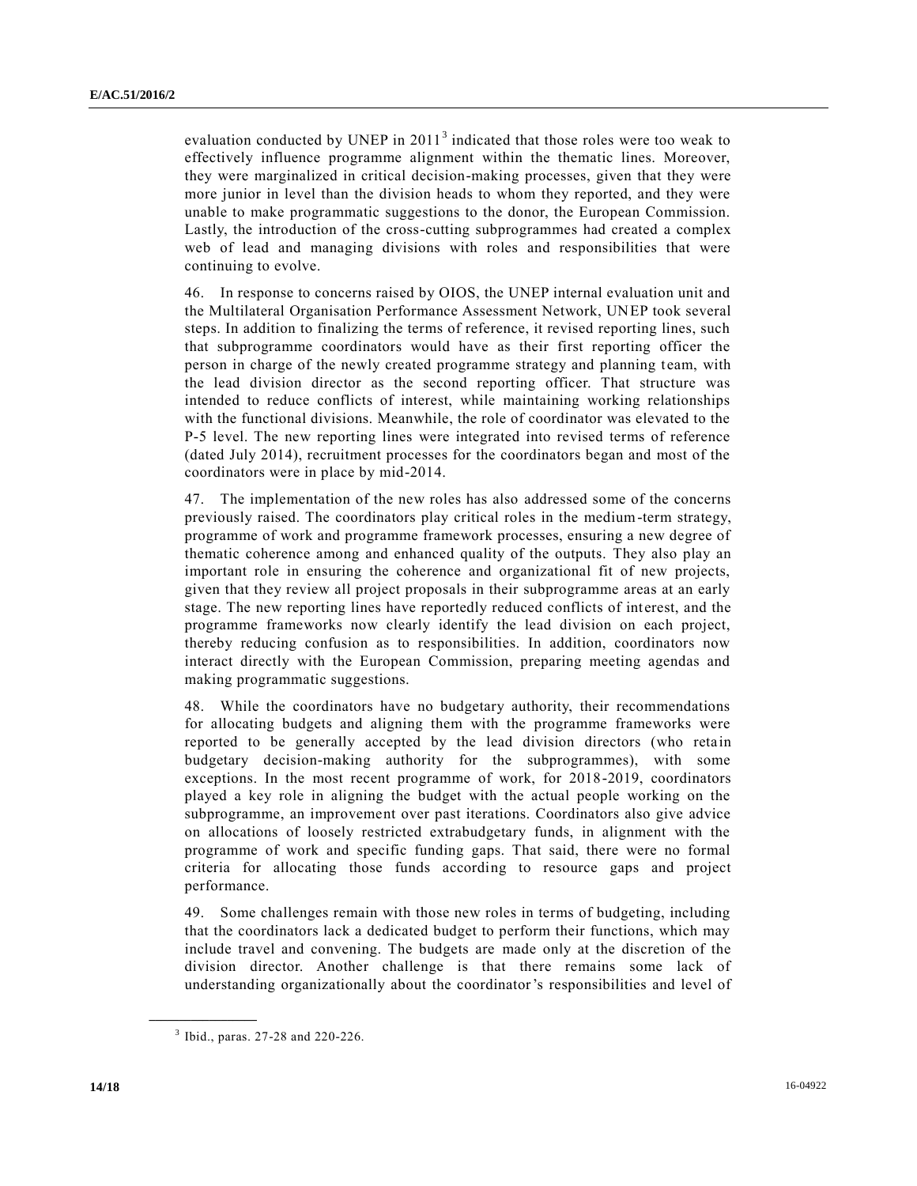evaluation conducted by UNEP in 2011[3] indicated that those roles were too weak to effectively influence programme alignment within the thematic lines. Moreover, they were marginalized in critical decision-making processes, given that they were more junior in level than the division heads to whom they reported, and they were unable to make programmatic suggestions to the donor, the European Commission. Lastly, the introduction of the cross-cutting subprogrammes had created a complex web of lead and managing divisions with roles and responsibilities that were continuing to evolve.

46. In response to concerns raised by OIOS, the UNEP internal evaluation unit and the Multilateral Organisation Performance Assessment Network, UNEP took several steps. In addition to finalizing the terms of reference, it revised reporting lines, such that subprogramme coordinators would have as their first reporting officer the person in charge of the newly created programme strategy and planning team, with the lead division director as the second reporting officer. That structure was intended to reduce conflicts of interest, while maintaining working relationships with the functional divisions. Meanwhile, the role of coordinator was elevated to the P-5 level. The new reporting lines were integrated into revised terms of reference (dated July 2014), recruitment processes for the coordinators began and most of the coordinators were in place by mid-2014.

47. The implementation of the new roles has also addressed some of the concerns previously raised. The coordinators play critical roles in the medium-term strategy, programme of work and programme framework processes, ensuring a new degree of thematic coherence among and enhanced quality of the outputs. They also play an important role in ensuring the coherence and organizational fit of new projects, given that they review all project proposals in their subprogramme areas at an early stage. The new reporting lines have reportedly reduced conflicts of interest, and the programme frameworks now clearly identify the lead division on each project, thereby reducing confusion as to responsibilities. In addition, coordinators now interact directly with the European Commission, preparing meeting agendas and making programmatic suggestions.

48. While the coordinators have no budgetary authority, their recommendations for allocating budgets and aligning them with the programme frameworks were reported to be generally accepted by the lead division directors (who retain budgetary decision-making authority for the subprogrammes), with some exceptions. In the most recent programme of work, for 2018-2019, coordinators played a key role in aligning the budget with the actual people working on the subprogramme, an improvement over past iterations. Coordinators also give advice on allocations of loosely restricted extrabudgetary funds, in alignment with the programme of work and specific funding gaps. That said, there were no formal criteria for allocating those funds according to resource gaps and project performance.

49. Some challenges remain with those new roles in terms of budgeting, including that the coordinators lack a dedicated budget to perform their functions, which may include travel and convening. The budgets are made only at the discretion of the division director. Another challenge is that there remains some lack of understanding organizationally about the coordinator's responsibilities and level of

---

[3] Ibid., paras. 27-28 and 220-226.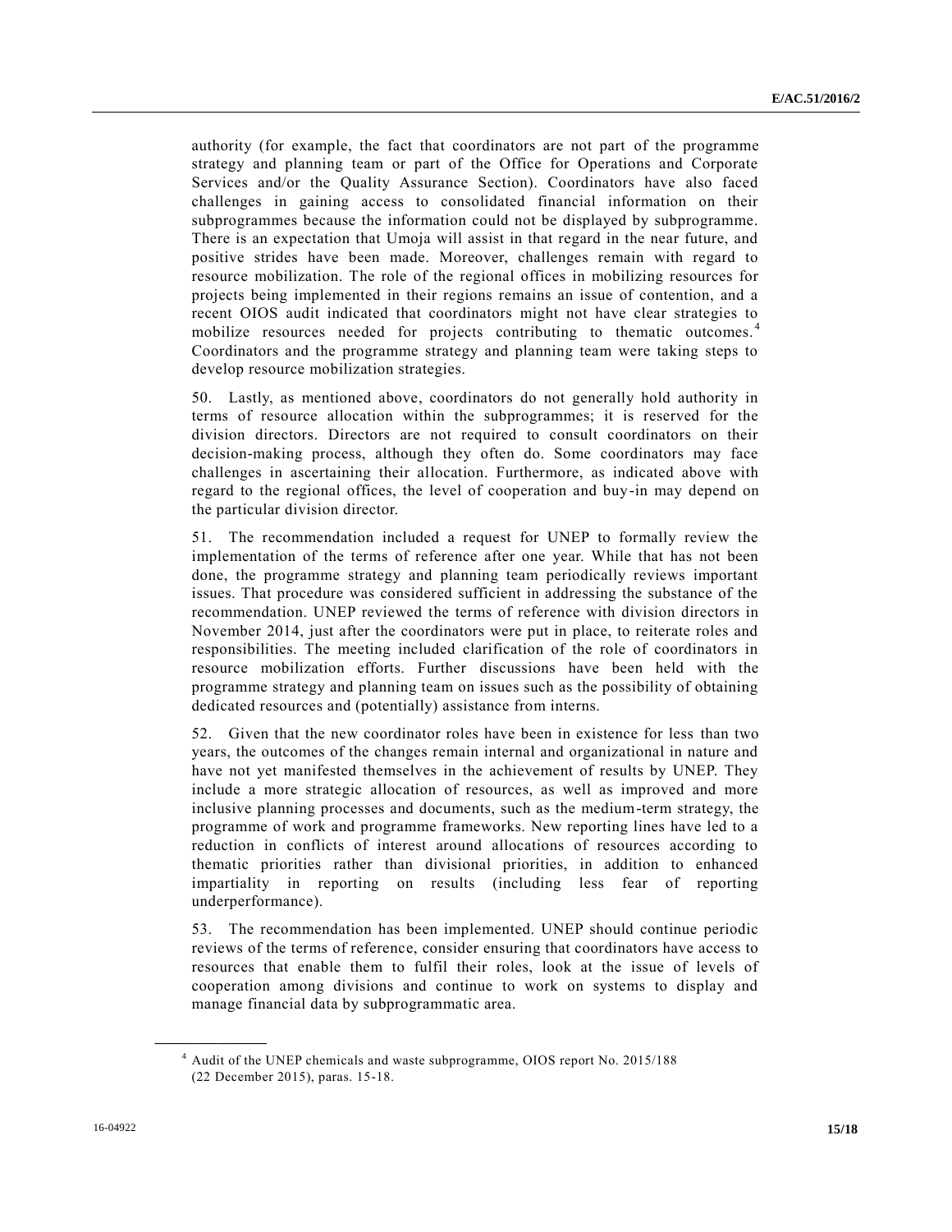authority (for example, the fact that coordinators are not part of the programme strategy and planning team or part of the Office for Operations and Corporate Services and/or the Quality Assurance Section). Coordinators have also faced challenges in gaining access to consolidated financial information on their subprogrammes because the information could not be displayed by subprogramme. There is an expectation that Umoja will assist in that regard in the near future, and positive strides have been made. Moreover, challenges remain with regard to resource mobilization. The role of the regional offices in mobilizing resources for projects being implemented in their regions remains an issue of contention, and a recent OIOS audit indicated that coordinators might not have clear strategies to mobilize resources needed for projects contributing to thematic outcomes.[4] Coordinators and the programme strategy and planning team were taking steps to develop resource mobilization strategies.

50. Lastly, as mentioned above, coordinators do not generally hold authority in terms of resource allocation within the subprogrammes; it is reserved for the division directors. Directors are not required to consult coordinators on their decision-making process, although they often do. Some coordinators may face challenges in ascertaining their allocation. Furthermore, as indicated above with regard to the regional offices, the level of cooperation and buy-in may depend on the particular division director.

51. The recommendation included a request for UNEP to formally review the implementation of the terms of reference after one year. While that has not been done, the programme strategy and planning team periodically reviews important issues. That procedure was considered sufficient in addressing the substance of the recommendation. UNEP reviewed the terms of reference with division directors in November 2014, just after the coordinators were put in place, to reiterate roles and responsibilities. The meeting included clarification of the role of coordinators in resource mobilization efforts. Further discussions have been held with the programme strategy and planning team on issues such as the possibility of obtaining dedicated resources and (potentially) assistance from interns.

52. Given that the new coordinator roles have been in existence for less than two years, the outcomes of the changes remain internal and organizational in nature and have not yet manifested themselves in the achievement of results by UNEP. They include a more strategic allocation of resources, as well as improved and more inclusive planning processes and documents, such as the medium-term strategy, the programme of work and programme frameworks. New reporting lines have led to a reduction in conflicts of interest around allocations of resources according to thematic priorities rather than divisional priorities, in addition to enhanced impartiality in reporting on results (including less fear of reporting underperformance).

53. The recommendation has been implemented. UNEP should continue periodic reviews of the terms of reference, consider ensuring that coordinators have access to resources that enable them to fulfil their roles, look at the issue of levels of cooperation among divisions and continue to work on systems to display and manage financial data by subprogrammatic area.

---

[4] Audit of the UNEP chemicals and waste subprogramme, OIOS report No. 2015/188 (22 December 2015), paras. 15-18.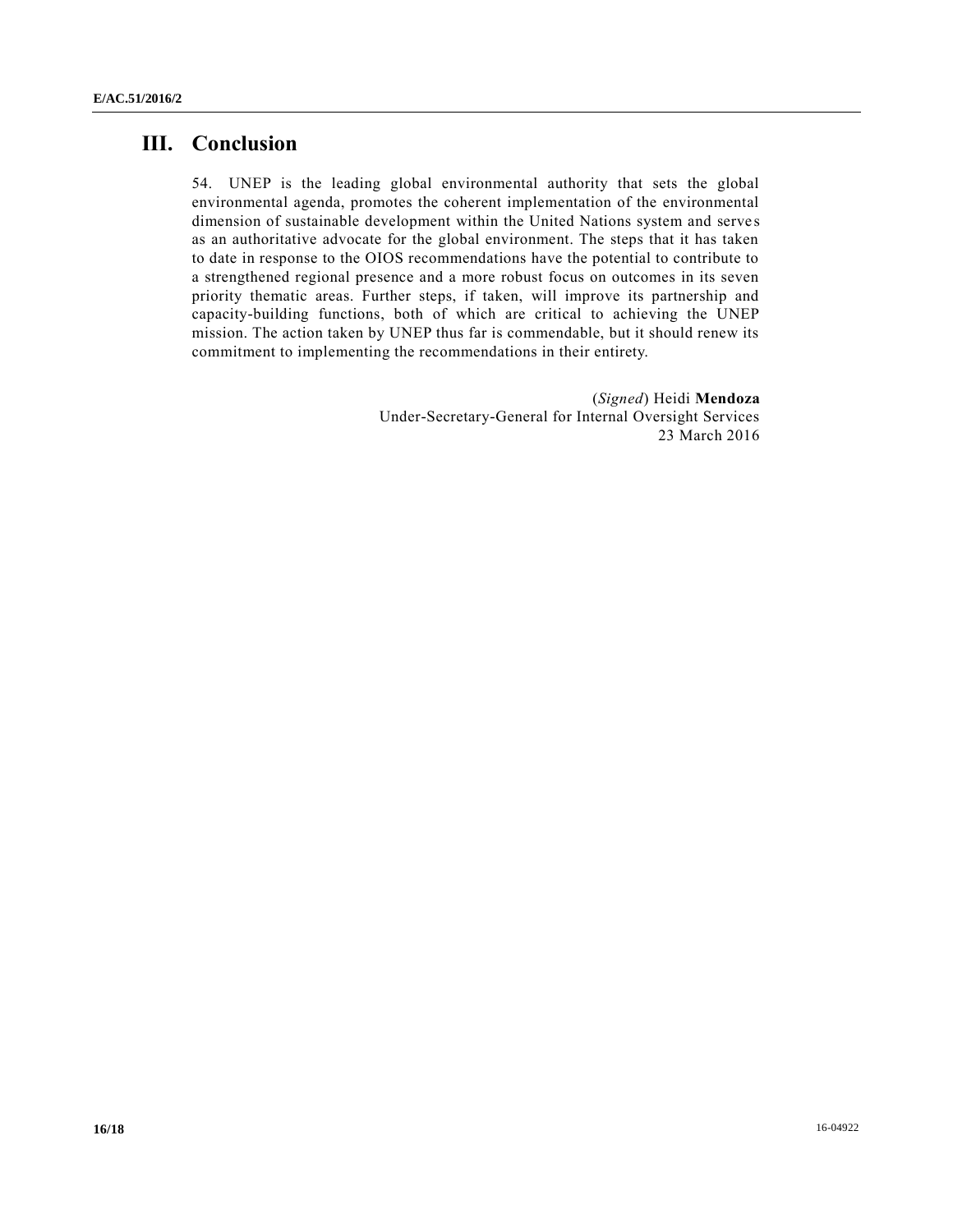## III. Conclusion

54. UNEP is the leading global environmental authority that sets the global environmental agenda, promotes the coherent implementation of the environmental dimension of sustainable development within the United Nations system and serves as an authoritative advocate for the global environment. The steps that it has taken to date in response to the OIOS recommendations have the potential to contribute to a strengthened regional presence and a more robust focus on outcomes in its seven priority thematic areas. Further steps, if taken, will improve its partnership and capacity-building functions, both of which are critical to achieving the UNEP mission. The action taken by UNEP thus far is commendable, but it should renew its commitment to implementing the recommendations in their entirety.

(*Signed*) Heidi **Mendoza**
Under-Secretary-General for Internal Oversight Services
23 March 2016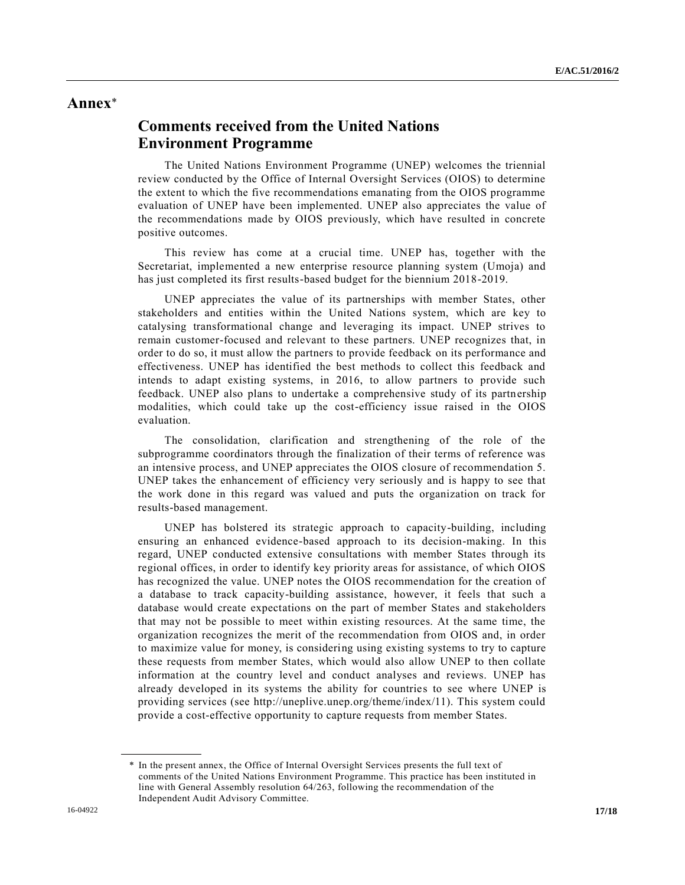# Annex*

## Comments received from the United Nations Environment Programme

The United Nations Environment Programme (UNEP) welcomes the triennial review conducted by the Office of Internal Oversight Services (OIOS) to determine the extent to which the five recommendations emanating from the OIOS programme evaluation of UNEP have been implemented. UNEP also appreciates the value of the recommendations made by OIOS previously, which have resulted in concrete positive outcomes.

This review has come at a crucial time. UNEP has, together with the Secretariat, implemented a new enterprise resource planning system (Umoja) and has just completed its first results-based budget for the biennium 2018-2019.

UNEP appreciates the value of its partnerships with member States, other stakeholders and entities within the United Nations system, which are key to catalysing transformational change and leveraging its impact. UNEP strives to remain customer-focused and relevant to these partners. UNEP recognizes that, in order to do so, it must allow the partners to provide feedback on its performance and effectiveness. UNEP has identified the best methods to collect this feedback and intends to adapt existing systems, in 2016, to allow partners to provide such feedback. UNEP also plans to undertake a comprehensive study of its partnership modalities, which could take up the cost-efficiency issue raised in the OIOS evaluation.

The consolidation, clarification and strengthening of the role of the subprogramme coordinators through the finalization of their terms of reference was an intensive process, and UNEP appreciates the OIOS closure of recommendation 5. UNEP takes the enhancement of efficiency very seriously and is happy to see that the work done in this regard was valued and puts the organization on track for results-based management.

UNEP has bolstered its strategic approach to capacity-building, including ensuring an enhanced evidence-based approach to its decision-making. In this regard, UNEP conducted extensive consultations with member States through its regional offices, in order to identify key priority areas for assistance, of which OIOS has recognized the value. UNEP notes the OIOS recommendation for the creation of a database to track capacity-building assistance, however, it feels that such a database would create expectations on the part of member States and stakeholders that may not be possible to meet within existing resources. At the same time, the organization recognizes the merit of the recommendation from OIOS and, in order to maximize value for money, is considering using existing systems to try to capture these requests from member States, which would also allow UNEP to then collate information at the country level and conduct analyses and reviews. UNEP has already developed in its systems the ability for countries to see where UNEP is providing services (see http://uneplive.unep.org/theme/index/11). This system could provide a cost-effective opportunity to capture requests from member States.

---

\* In the present annex, the Office of Internal Oversight Services presents the full text of comments of the United Nations Environment Programme. This practice has been instituted in line with General Assembly resolution 64/263, following the recommendation of the Independent Audit Advisory Committee.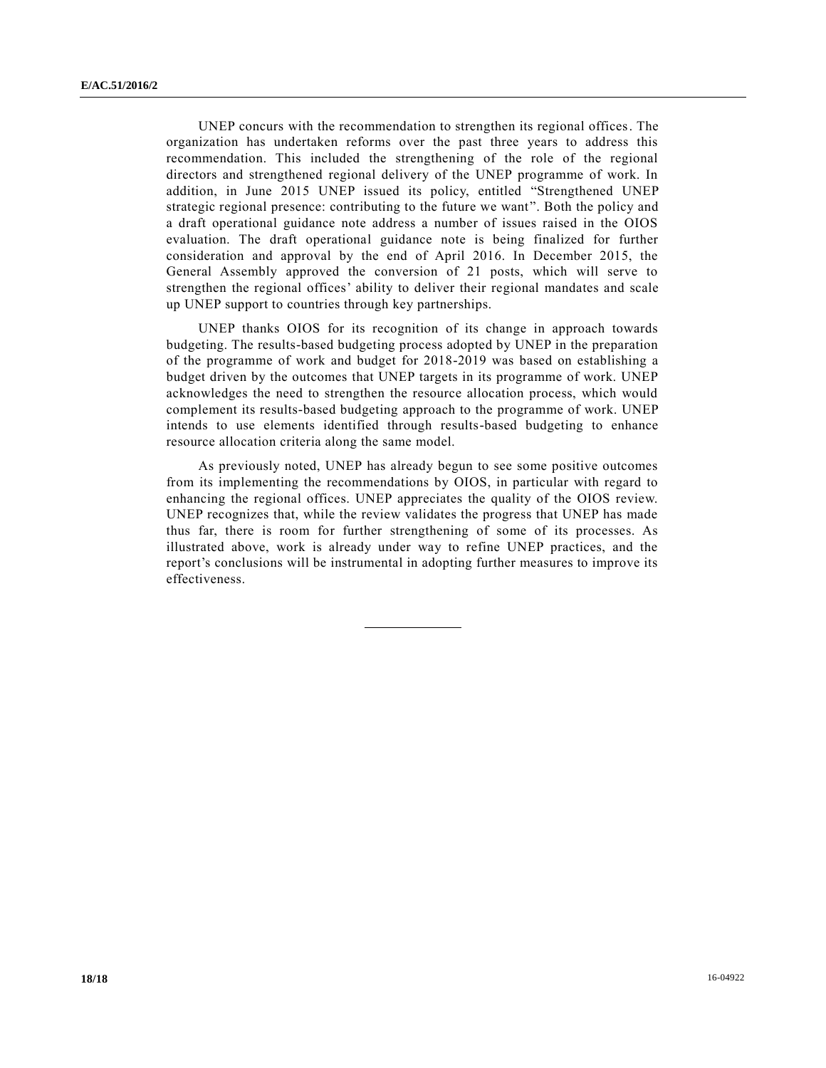UNEP concurs with the recommendation to strengthen its regional offices. The organization has undertaken reforms over the past three years to address this recommendation. This included the strengthening of the role of the regional directors and strengthened regional delivery of the UNEP programme of work. In addition, in June 2015 UNEP issued its policy, entitled "Strengthened UNEP strategic regional presence: contributing to the future we want". Both the policy and a draft operational guidance note address a number of issues raised in the OIOS evaluation. The draft operational guidance note is being finalized for further consideration and approval by the end of April 2016. In December 2015, the General Assembly approved the conversion of 21 posts, which will serve to strengthen the regional offices' ability to deliver their regional mandates and scale up UNEP support to countries through key partnerships.

UNEP thanks OIOS for its recognition of its change in approach towards budgeting. The results-based budgeting process adopted by UNEP in the preparation of the programme of work and budget for 2018-2019 was based on establishing a budget driven by the outcomes that UNEP targets in its programme of work. UNEP acknowledges the need to strengthen the resource allocation process, which would complement its results-based budgeting approach to the programme of work. UNEP intends to use elements identified through results-based budgeting to enhance resource allocation criteria along the same model.

As previously noted, UNEP has already begun to see some positive outcomes from its implementing the recommendations by OIOS, in particular with regard to enhancing the regional offices. UNEP appreciates the quality of the OIOS review. UNEP recognizes that, while the review validates the progress that UNEP has made thus far, there is room for further strengthening of some of its processes. As illustrated above, work is already under way to refine UNEP practices, and the report's conclusions will be instrumental in adopting further measures to improve its effectiveness.